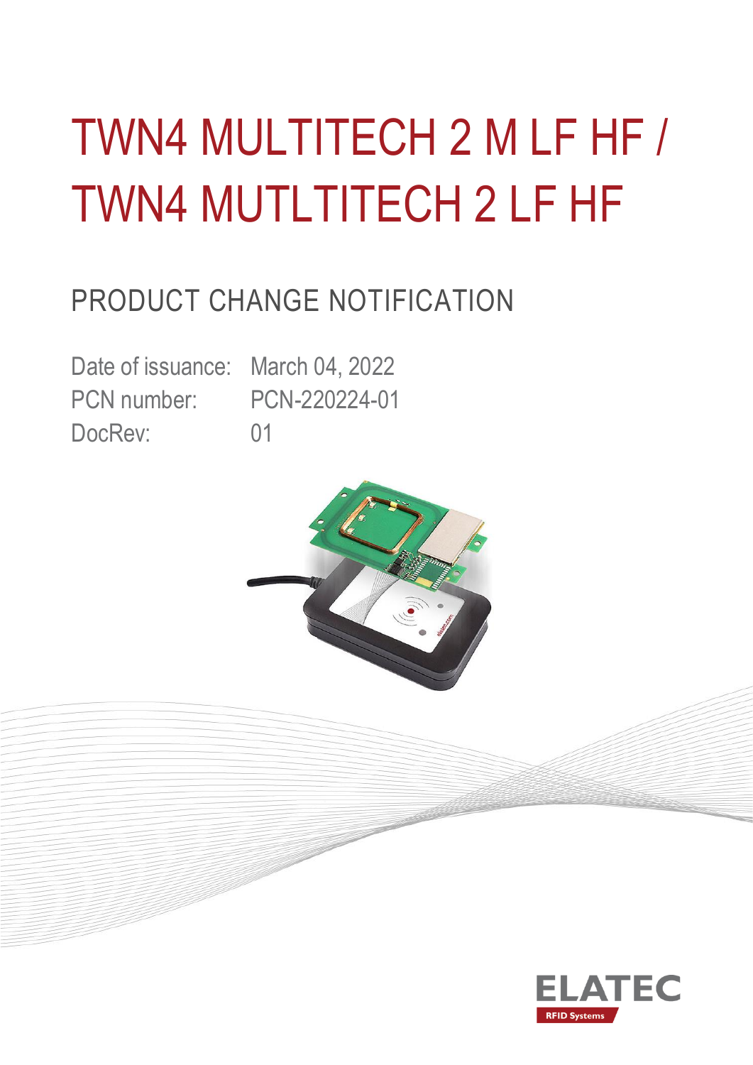# TWN4 MULTITECH 2 M LF HF / TWN4 MUTLTITECH 2 LF HF

## PRODUCT CHANGE NOTIFICATION

Date of issuance: March 04, 2022
PCN number: PCN-220224-01
DocRev: 01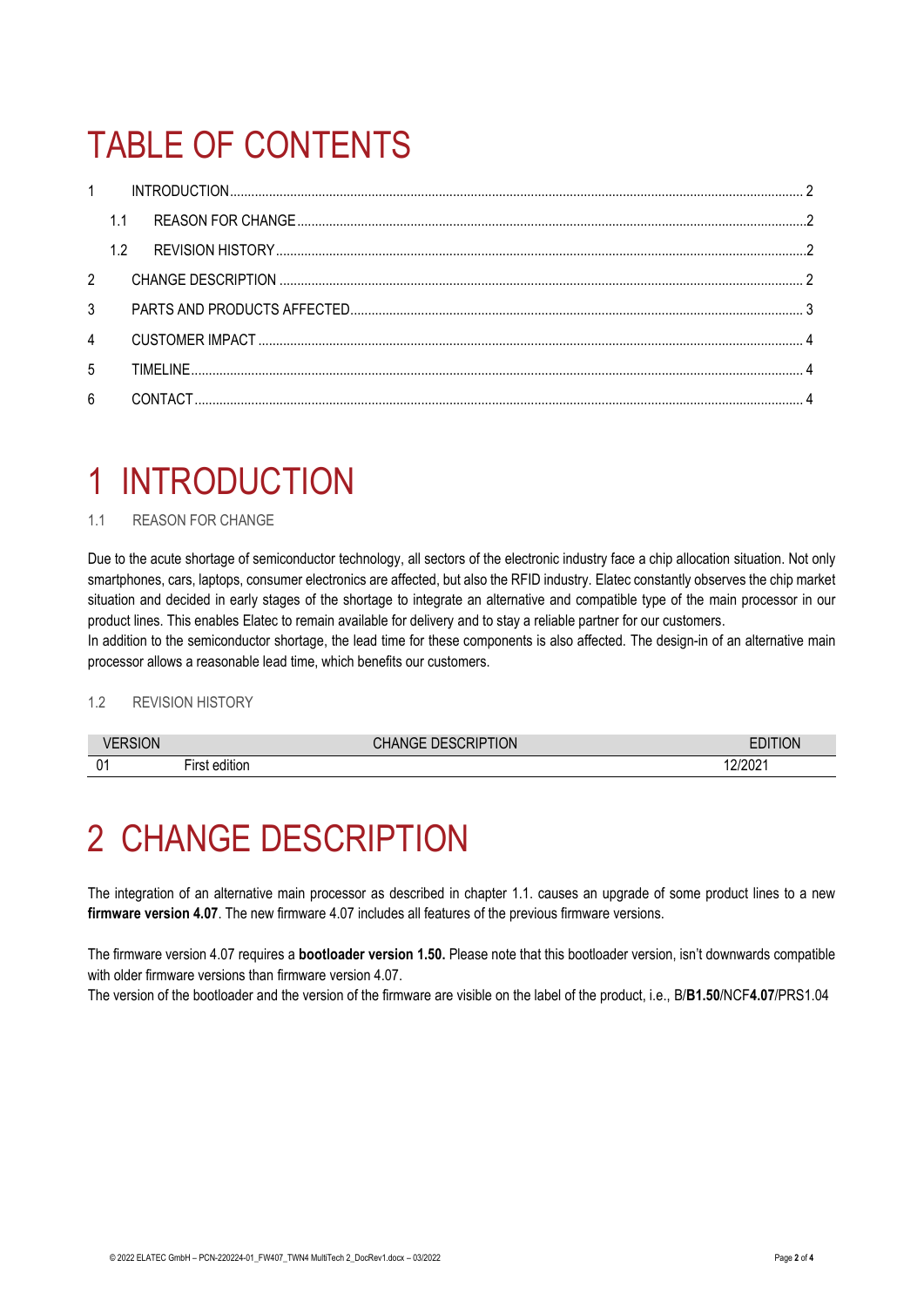# TABLE OF CONTENTS

1 INTRODUCTION ..... 2
 1.1 REASON FOR CHANGE ..... 2
 1.2 REVISION HISTORY ..... 2
2 CHANGE DESCRIPTION ..... 2
3 PARTS AND PRODUCTS AFFECTED ..... 3
4 CUSTOMER IMPACT ..... 4
5 TIMELINE ..... 4
6 CONTACT ..... 4

# 1 INTRODUCTION

## 1.1 REASON FOR CHANGE

Due to the acute shortage of semiconductor technology, all sectors of the electronic industry face a chip allocation situation. Not only smartphones, cars, laptops, consumer electronics are affected, but also the RFID industry. Elatec constantly observes the chip market situation and decided in early stages of the shortage to integrate an alternative and compatible type of the main processor in our product lines. This enables Elatec to remain available for delivery and to stay a reliable partner for our customers.
In addition to the semiconductor shortage, the lead time for these components is also affected. The design-in of an alternative main processor allows a reasonable lead time, which benefits our customers.

## 1.2 REVISION HISTORY

| VERSION | CHANGE DESCRIPTION | EDITION |
|---|---|---|
| 01 | First edition | 12/2021 |

# 2 CHANGE DESCRIPTION

The integration of an alternative main processor as described in chapter 1.1. causes an upgrade of some product lines to a new **firmware version 4.07**. The new firmware 4.07 includes all features of the previous firmware versions.

The firmware version 4.07 requires a **bootloader version 1.50.** Please note that this bootloader version, isn't downwards compatible with older firmware versions than firmware version 4.07.
The version of the bootloader and the version of the firmware are visible on the label of the product, i.e., B/**B1.50**/NCF**4.07**/PRS1.04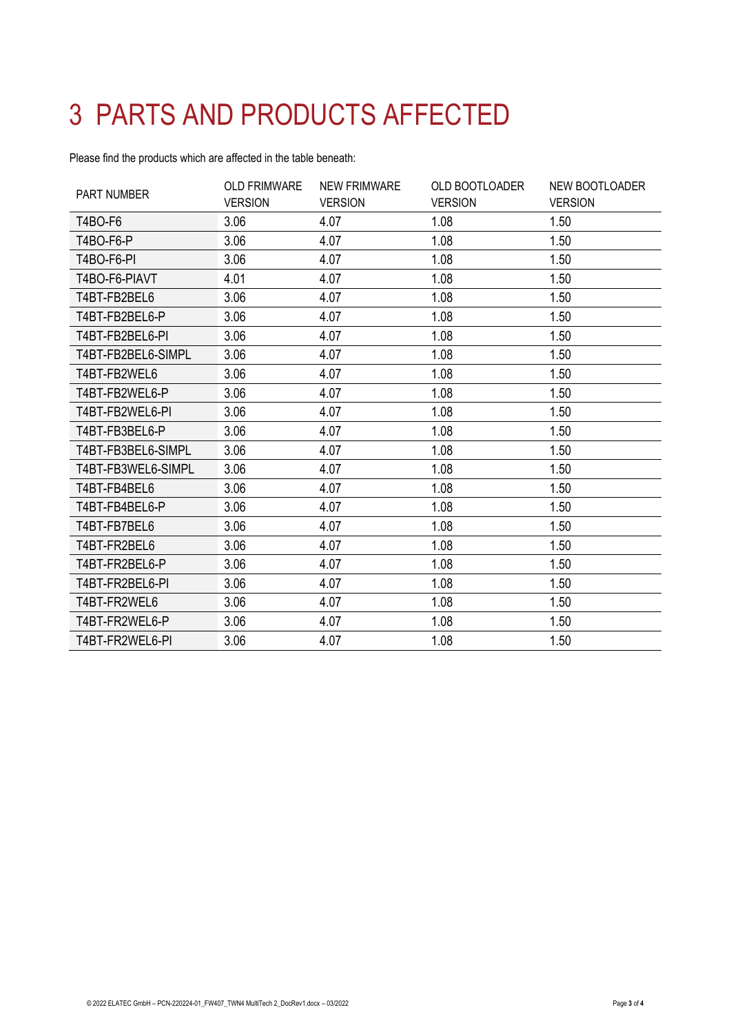# 3 PARTS AND PRODUCTS AFFECTED

Please find the products which are affected in the table beneath:

| PART NUMBER | OLD FRIMWARE VERSION | NEW FRIMWARE VERSION | OLD BOOTLOADER VERSION | NEW BOOTLOADER VERSION |
|---|---|---|---|---|
| T4BO-F6 | 3.06 | 4.07 | 1.08 | 1.50 |
| T4BO-F6-P | 3.06 | 4.07 | 1.08 | 1.50 |
| T4BO-F6-PI | 3.06 | 4.07 | 1.08 | 1.50 |
| T4BO-F6-PIAVT | 4.01 | 4.07 | 1.08 | 1.50 |
| T4BT-FB2BEL6 | 3.06 | 4.07 | 1.08 | 1.50 |
| T4BT-FB2BEL6-P | 3.06 | 4.07 | 1.08 | 1.50 |
| T4BT-FB2BEL6-PI | 3.06 | 4.07 | 1.08 | 1.50 |
| T4BT-FB2BEL6-SIMPL | 3.06 | 4.07 | 1.08 | 1.50 |
| T4BT-FB2WEL6 | 3.06 | 4.07 | 1.08 | 1.50 |
| T4BT-FB2WEL6-P | 3.06 | 4.07 | 1.08 | 1.50 |
| T4BT-FB2WEL6-PI | 3.06 | 4.07 | 1.08 | 1.50 |
| T4BT-FB3BEL6-P | 3.06 | 4.07 | 1.08 | 1.50 |
| T4BT-FB3BEL6-SIMPL | 3.06 | 4.07 | 1.08 | 1.50 |
| T4BT-FB3WEL6-SIMPL | 3.06 | 4.07 | 1.08 | 1.50 |
| T4BT-FB4BEL6 | 3.06 | 4.07 | 1.08 | 1.50 |
| T4BT-FB4BEL6-P | 3.06 | 4.07 | 1.08 | 1.50 |
| T4BT-FB7BEL6 | 3.06 | 4.07 | 1.08 | 1.50 |
| T4BT-FR2BEL6 | 3.06 | 4.07 | 1.08 | 1.50 |
| T4BT-FR2BEL6-P | 3.06 | 4.07 | 1.08 | 1.50 |
| T4BT-FR2BEL6-PI | 3.06 | 4.07 | 1.08 | 1.50 |
| T4BT-FR2WEL6 | 3.06 | 4.07 | 1.08 | 1.50 |
| T4BT-FR2WEL6-P | 3.06 | 4.07 | 1.08 | 1.50 |
| T4BT-FR2WEL6-PI | 3.06 | 4.07 | 1.08 | 1.50 |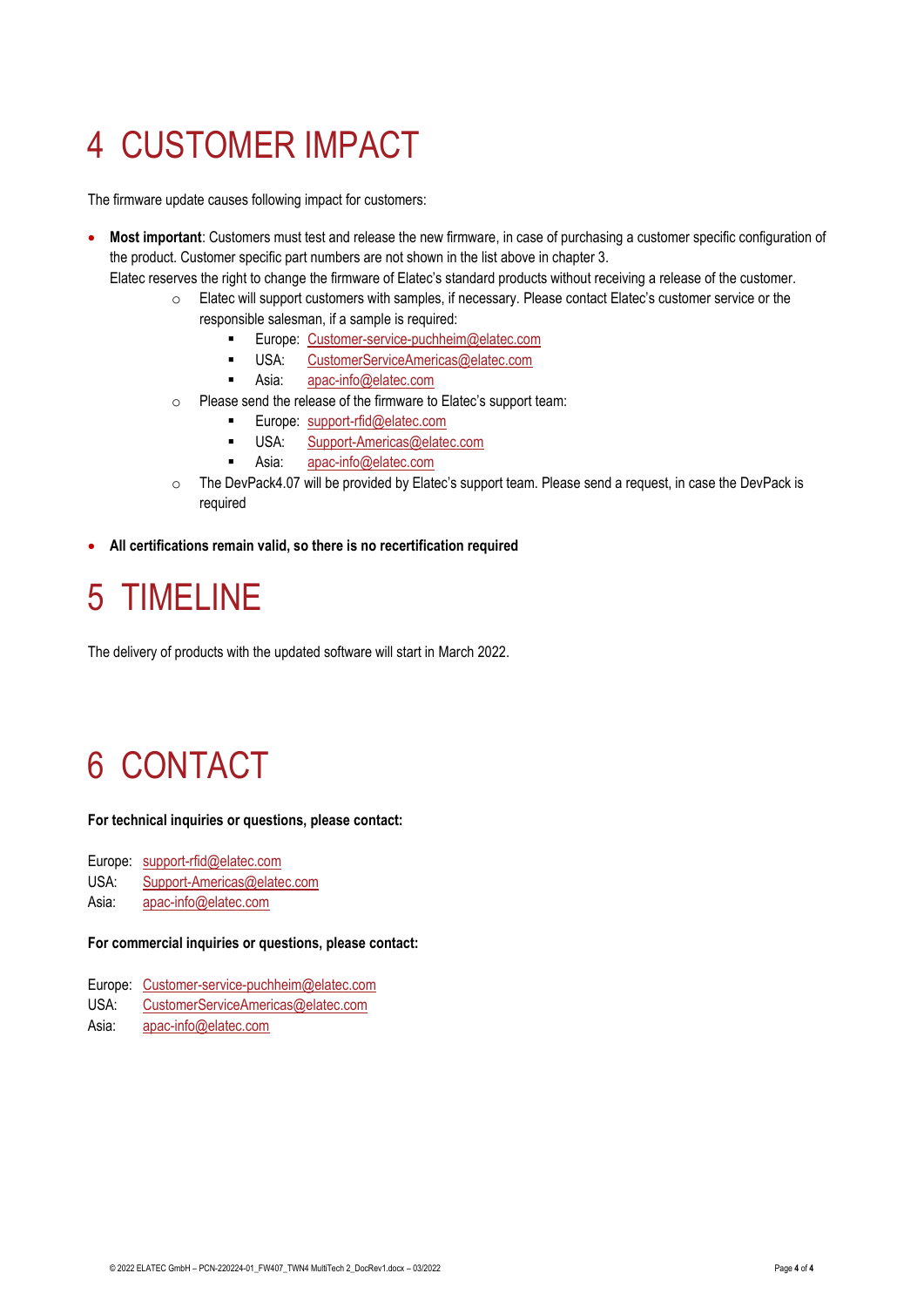# 4 CUSTOMER IMPACT

The firmware update causes following impact for customers:

- **Most important**: Customers must test and release the new firmware, in case of purchasing a customer specific configuration of the product. Customer specific part numbers are not shown in the list above in chapter 3.
  Elatec reserves the right to change the firmware of Elatec's standard products without receiving a release of the customer.
    - Elatec will support customers with samples, if necessary. Please contact Elatec's customer service or the responsible salesman, if a sample is required:
        - Europe: Customer-service-puchheim@elatec.com
        - USA: CustomerServiceAmericas@elatec.com
        - Asia: apac-info@elatec.com
    - Please send the release of the firmware to Elatec's support team:
        - Europe: support-rfid@elatec.com
        - USA: Support-Americas@elatec.com
        - Asia: apac-info@elatec.com
    - The DevPack4.07 will be provided by Elatec's support team. Please send a request, in case the DevPack is required
- **All certifications remain valid, so there is no recertification required**

# 5 TIMELINE

The delivery of products with the updated software will start in March 2022.

# 6 CONTACT

**For technical inquiries or questions, please contact:**

Europe: support-rfid@elatec.com
USA: Support-Americas@elatec.com
Asia: apac-info@elatec.com

**For commercial inquiries or questions, please contact:**

Europe: Customer-service-puchheim@elatec.com
USA: CustomerServiceAmericas@elatec.com
Asia: apac-info@elatec.com